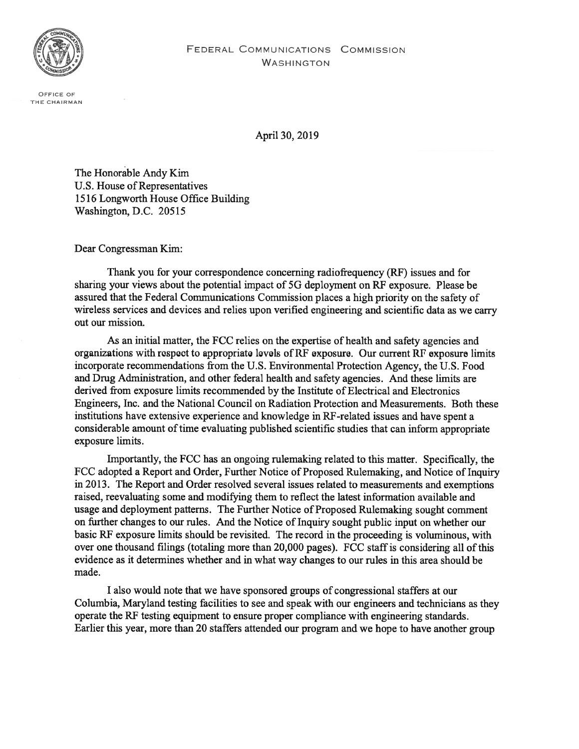FEDERAL COMMUNICATIONS COMMISSION
WASHINGTON

OFFICE OF
THE CHAIRMAN

April 30, 2019

The Honorable Andy Kim
U.S. House of Representatives
1516 Longworth House Office Building
Washington, D.C. 20515

Dear Congressman Kim:

Thank you for your correspondence concerning radiofrequency (RF) issues and for sharing your views about the potential impact of 5G deployment on RF exposure. Please be assured that the Federal Communications Commission places a high priority on the safety of wireless services and devices and relies upon verified engineering and scientific data as we carry out our mission.

As an initial matter, the FCC relies on the expertise of health and safety agencies and organizations with respect to appropriate levels of RF exposure. Our current RF exposure limits incorporate recommendations from the U.S. Environmental Protection Agency, the U.S. Food and Drug Administration, and other federal health and safety agencies. And these limits are derived from exposure limits recommended by the Institute of Electrical and Electronics Engineers, Inc. and the National Council on Radiation Protection and Measurements. Both these institutions have extensive experience and knowledge in RF-related issues and have spent a considerable amount of time evaluating published scientific studies that can inform appropriate exposure limits.

Importantly, the FCC has an ongoing rulemaking related to this matter. Specifically, the FCC adopted a Report and Order, Further Notice of Proposed Rulemaking, and Notice of Inquiry in 2013. The Report and Order resolved several issues related to measurements and exemptions raised, reevaluating some and modifying them to reflect the latest information available and usage and deployment patterns. The Further Notice of Proposed Rulemaking sought comment on further changes to our rules. And the Notice of Inquiry sought public input on whether our basic RF exposure limits should be revisited. The record in the proceeding is voluminous, with over one thousand filings (totaling more than 20,000 pages). FCC staff is considering all of this evidence as it determines whether and in what way changes to our rules in this area should be made.

I also would note that we have sponsored groups of congressional staffers at our Columbia, Maryland testing facilities to see and speak with our engineers and technicians as they operate the RF testing equipment to ensure proper compliance with engineering standards. Earlier this year, more than 20 staffers attended our program and we hope to have another group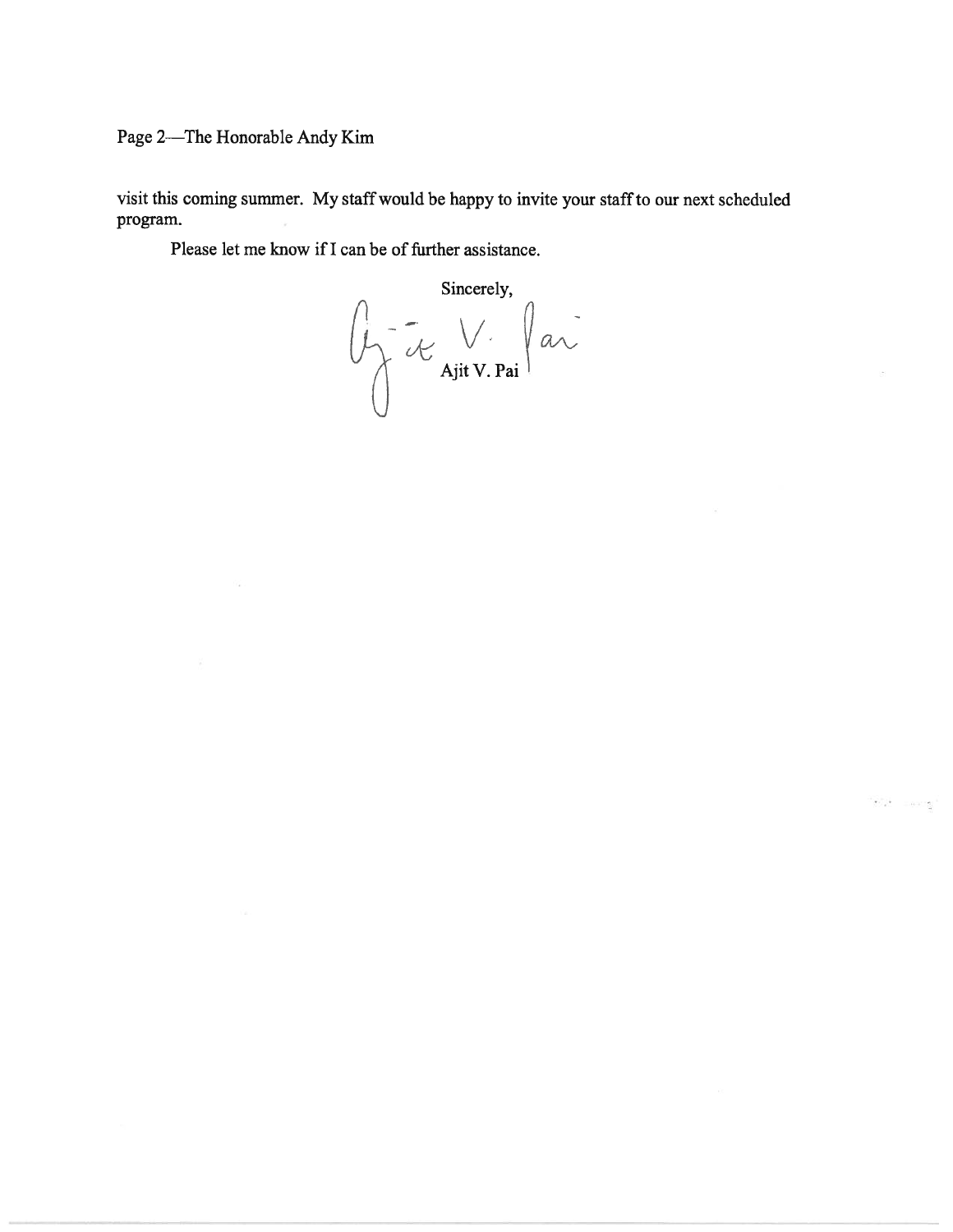visit this coming summer. My staff would be happy to invite your staff to our next scheduled program.

Please let me know if I can be of further assistance.

Sincerely,

Ajit V. Pai